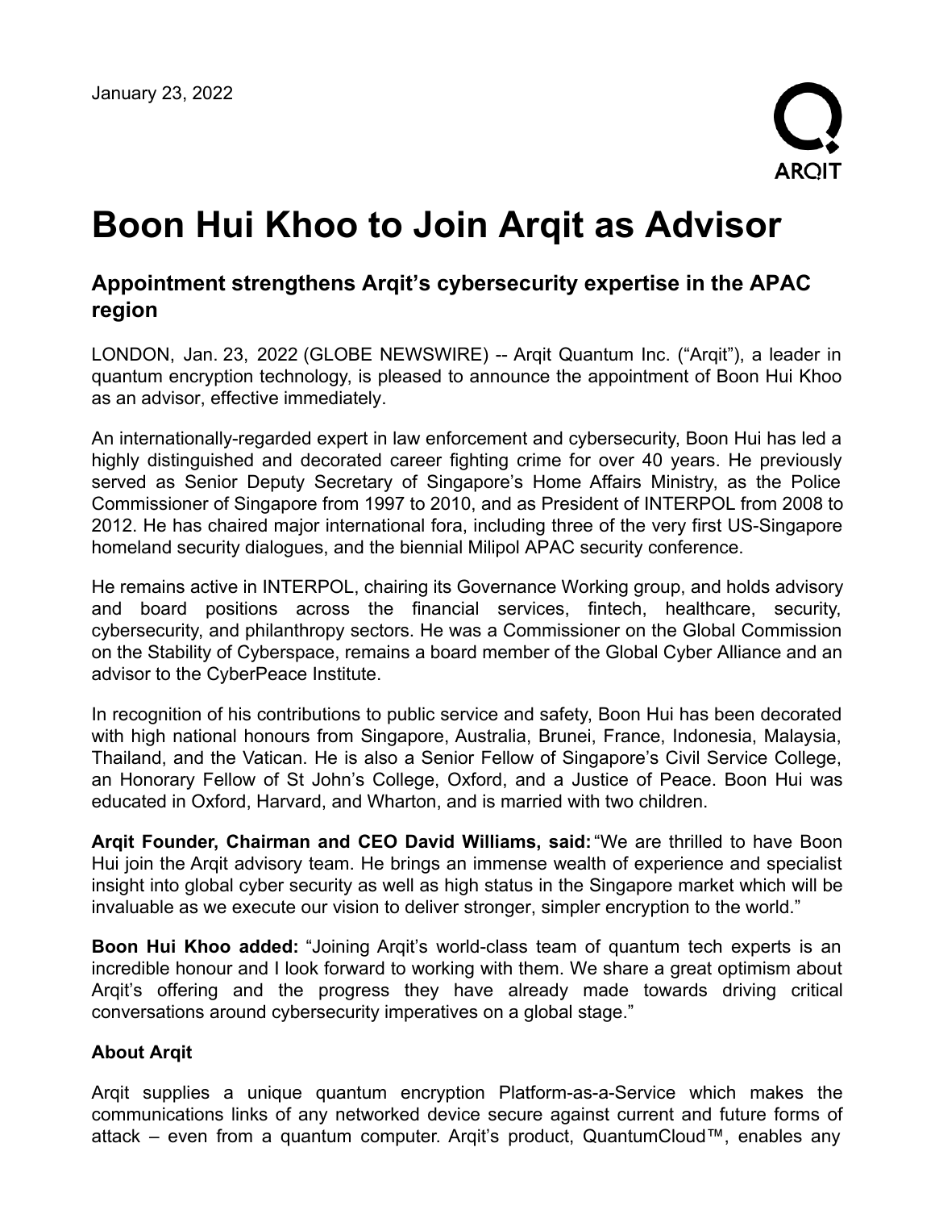January 23, 2022

ARQIT

# Boon Hui Khoo to Join Arqit as Advisor

## Appointment strengthens Arqit's cybersecurity expertise in the APAC region

LONDON, Jan. 23, 2022 (GLOBE NEWSWIRE) -- Arqit Quantum Inc. ("Arqit"), a leader in quantum encryption technology, is pleased to announce the appointment of Boon Hui Khoo as an advisor, effective immediately.

An internationally-regarded expert in law enforcement and cybersecurity, Boon Hui has led a highly distinguished and decorated career fighting crime for over 40 years. He previously served as Senior Deputy Secretary of Singapore's Home Affairs Ministry, as the Police Commissioner of Singapore from 1997 to 2010, and as President of INTERPOL from 2008 to 2012. He has chaired major international fora, including three of the very first US-Singapore homeland security dialogues, and the biennial Milipol APAC security conference.

He remains active in INTERPOL, chairing its Governance Working group, and holds advisory and board positions across the financial services, fintech, healthcare, security, cybersecurity, and philanthropy sectors. He was a Commissioner on the Global Commission on the Stability of Cyberspace, remains a board member of the Global Cyber Alliance and an advisor to the CyberPeace Institute.

In recognition of his contributions to public service and safety, Boon Hui has been decorated with high national honours from Singapore, Australia, Brunei, France, Indonesia, Malaysia, Thailand, and the Vatican. He is also a Senior Fellow of Singapore's Civil Service College, an Honorary Fellow of St John's College, Oxford, and a Justice of Peace. Boon Hui was educated in Oxford, Harvard, and Wharton, and is married with two children.

**Arqit Founder, Chairman and CEO David Williams, said:** "We are thrilled to have Boon Hui join the Arqit advisory team. He brings an immense wealth of experience and specialist insight into global cyber security as well as high status in the Singapore market which will be invaluable as we execute our vision to deliver stronger, simpler encryption to the world."

**Boon Hui Khoo added:** "Joining Arqit's world-class team of quantum tech experts is an incredible honour and I look forward to working with them. We share a great optimism about Arqit's offering and the progress they have already made towards driving critical conversations around cybersecurity imperatives on a global stage."

**About Arqit**

Arqit supplies a unique quantum encryption Platform-as-a-Service which makes the communications links of any networked device secure against current and future forms of attack – even from a quantum computer. Arqit's product, QuantumCloud™, enables any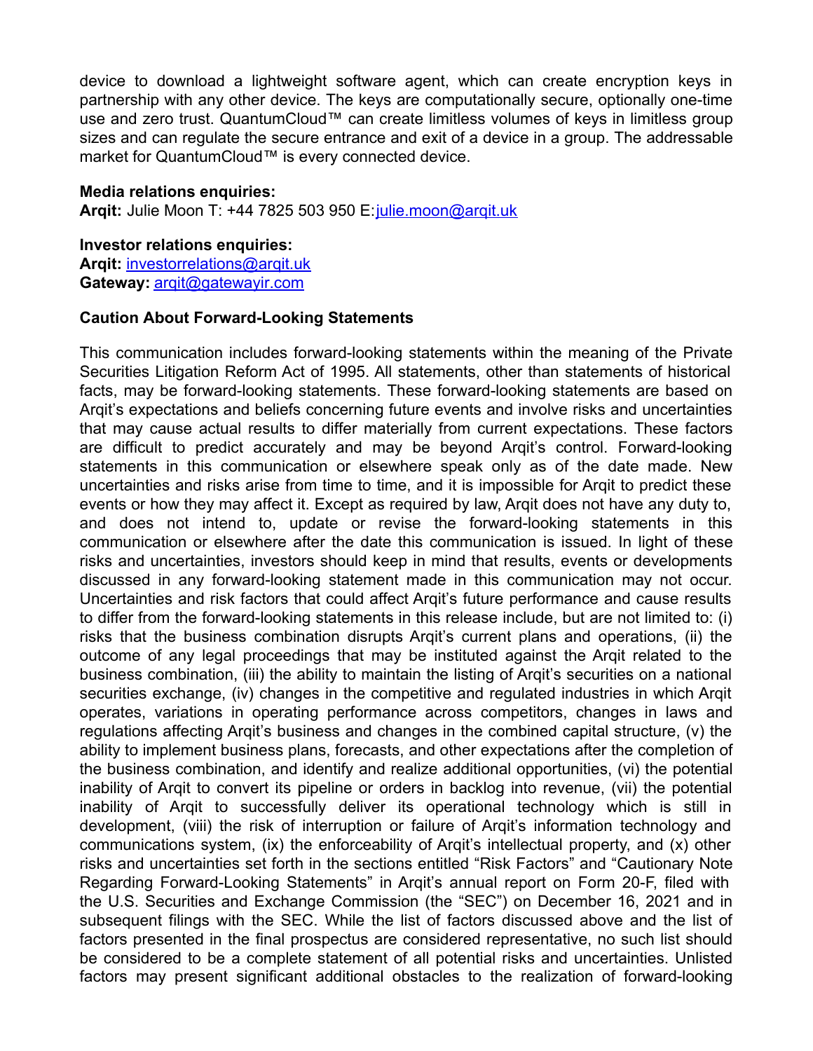device to download a lightweight software agent, which can create encryption keys in partnership with any other device. The keys are computationally secure, optionally one-time use and zero trust. QuantumCloud™ can create limitless volumes of keys in limitless group sizes and can regulate the secure entrance and exit of a device in a group. The addressable market for QuantumCloud™ is every connected device.

**Media relations enquiries:**
**Arqit:** Julie Moon T: +44 7825 503 950 E: julie.moon@arqit.uk

**Investor relations enquiries:**
**Arqit:** investorrelations@arqit.uk
**Gateway:** arqit@gatewayir.com

**Caution About Forward-Looking Statements**

This communication includes forward-looking statements within the meaning of the Private Securities Litigation Reform Act of 1995. All statements, other than statements of historical facts, may be forward-looking statements. These forward-looking statements are based on Arqit's expectations and beliefs concerning future events and involve risks and uncertainties that may cause actual results to differ materially from current expectations. These factors are difficult to predict accurately and may be beyond Arqit's control. Forward-looking statements in this communication or elsewhere speak only as of the date made. New uncertainties and risks arise from time to time, and it is impossible for Arqit to predict these events or how they may affect it. Except as required by law, Arqit does not have any duty to, and does not intend to, update or revise the forward-looking statements in this communication or elsewhere after the date this communication is issued. In light of these risks and uncertainties, investors should keep in mind that results, events or developments discussed in any forward-looking statement made in this communication may not occur. Uncertainties and risk factors that could affect Arqit's future performance and cause results to differ from the forward-looking statements in this release include, but are not limited to: (i) risks that the business combination disrupts Arqit's current plans and operations, (ii) the outcome of any legal proceedings that may be instituted against the Arqit related to the business combination, (iii) the ability to maintain the listing of Arqit's securities on a national securities exchange, (iv) changes in the competitive and regulated industries in which Arqit operates, variations in operating performance across competitors, changes in laws and regulations affecting Arqit's business and changes in the combined capital structure, (v) the ability to implement business plans, forecasts, and other expectations after the completion of the business combination, and identify and realize additional opportunities, (vi) the potential inability of Arqit to convert its pipeline or orders in backlog into revenue, (vii) the potential inability of Arqit to successfully deliver its operational technology which is still in development, (viii) the risk of interruption or failure of Arqit's information technology and communications system, (ix) the enforceability of Arqit's intellectual property, and (x) other risks and uncertainties set forth in the sections entitled "Risk Factors" and "Cautionary Note Regarding Forward-Looking Statements" in Arqit's annual report on Form 20-F, filed with the U.S. Securities and Exchange Commission (the "SEC") on December 16, 2021 and in subsequent filings with the SEC. While the list of factors discussed above and the list of factors presented in the final prospectus are considered representative, no such list should be considered to be a complete statement of all potential risks and uncertainties. Unlisted factors may present significant additional obstacles to the realization of forward-looking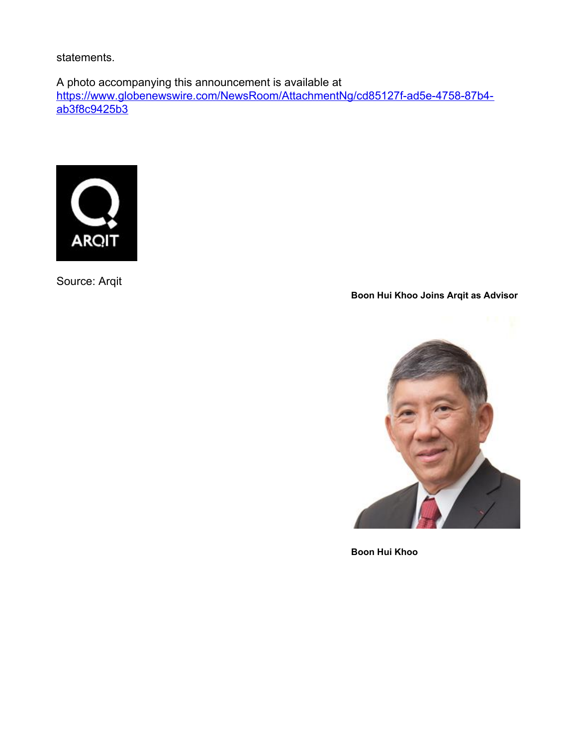statements.

A photo accompanying this announcement is available at [https://www.globenewswire.com/NewsRoom/AttachmentNg/cd85127f-ad5e-4758-87b4-ab3f8c9425b3](https://www.globenewswire.com/NewsRoom/AttachmentNg/cd85127f-ad5e-4758-87b4-ab3f8c9425b3)

Source: Arqit

**Boon Hui Khoo Joins Arqit as Advisor**

**Boon Hui Khoo**